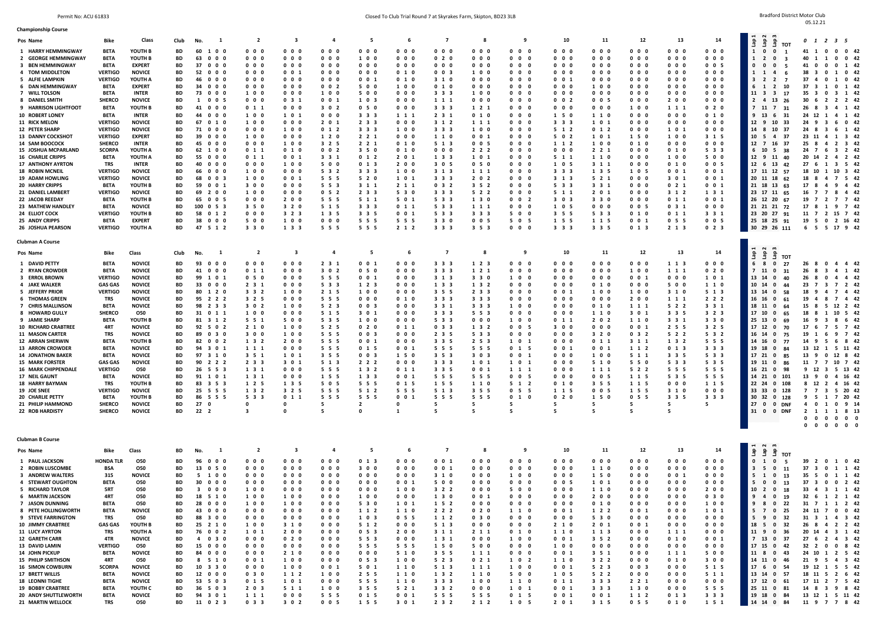Permit No: ACU 61833

Closed To Club Trial Round 7 at Skyrakes Farm, Skipton, BD23 3LB

Bradford District Motor Club
05.12.21

## Championship Course

| Pos | Name | Bike | Class | Club | No. | 1 | 2 | 3 | 4 | 5 | 6 | 7 | 8 | 9 | 10 | 11 | 12 | 13 | 14 | Lap 1 | Lap 2 | Lap 3 | TOT | 0 | 1 | 2 | 3 | 5 | |
|---|---|---|---|---|---|---|---|---|---|---|---|---|---|---|---|---|---|---|---|---|---|---|---|---|---|---|---|---|---|
| 1 | HARRY HEMMINGWAY | BETA | YOUTH B | BD | 60 | 1 0 0 | 0 0 0 | 0 0 0 | 0 0 0 | 0 0 0 | 0 0 0 | 0 0 0 | 0 0 0 | 0 0 0 | 0 0 0 | 0 0 0 | 0 0 0 | 0 0 0 | 0 0 0 | 1 | 0 | 0 | 1 | 41 | 1 | 0 | 0 | 0 | 42 |
| 2 | GEORGE HEMMINGWAY | BETA | YOUTH B | BD | 63 | 0 0 0 | 0 0 0 | 0 0 0 | 0 0 0 | 1 0 0 | 0 0 0 | 0 2 0 | 0 0 0 | 0 0 0 | 0 0 0 | 0 0 0 | 0 0 0 | 0 0 0 | 0 0 0 | 1 | 2 | 0 | 3 | 40 | 1 | 1 | 0 | 0 | 42 |
| 3 | BEN HEMMINGWAY | BETA | EXPERT | BD | 37 | 0 0 0 | 0 0 0 | 0 0 0 | 0 0 0 | 0 0 0 | 0 0 0 | 0 0 0 | 0 0 0 | 0 0 0 | 0 0 0 | 0 0 0 | 0 0 0 | 0 0 0 | 0 0 5 | 0 | 0 | 5 | 5 | 41 | 0 | 0 | 0 | 1 | 42 |
| 4 | TOM MIDDLETON | VERTIGO | NOVICE | BD | 52 | 0 0 0 | 0 0 0 | 0 0 1 | 0 0 0 | 0 0 0 | 0 1 0 | 0 0 3 | 1 0 0 | 0 0 0 | 0 0 0 | 0 0 0 | 0 0 0 | 0 0 0 | 0 0 0 | 1 | 1 | 4 | 6 | 38 | 3 | 0 | 1 | 0 | 42 |
| 5 | ALFIE LAMPKIN | VERTIGO | YOUTH A | BD | 46 | 0 0 0 | 0 0 0 | 0 0 0 | 0 0 0 | 0 0 1 | 0 1 0 | 3 1 0 | 0 0 0 | 0 0 0 | 0 0 1 | 0 0 0 | 0 0 0 | 0 0 0 | 0 0 0 | 3 | 2 | 2 | 7 | 37 | 4 | 0 | 1 | 0 | 42 |
| 6 | DAN HEMMINGWAY | BETA | EXPERT | BD | 34 | 0 0 0 | 0 0 0 | 0 0 0 | 0 0 2 | 5 0 0 | 1 0 0 | 0 1 0 | 0 0 0 | 0 0 0 | 0 0 0 | 1 0 0 | 0 0 0 | 0 0 0 | 0 0 0 | 6 | 1 | 2 | 10 | 37 | 3 | 1 | 0 | 1 | 42 |
| 7 | WILL TOLSON | BETA | INTER | BD | 73 | 0 0 0 | 1 0 0 | 0 0 0 | 1 0 0 | 5 0 0 | 0 0 0 | 3 3 3 | 1 0 0 | 0 0 0 | 0 0 0 | 0 0 0 | 0 0 0 | 0 0 0 | 0 0 0 | 11 | 3 | 3 | 17 | 35 | 3 | 0 | 3 | 1 | 42 |
| 8 | DANIEL SMITH | SHERCO | NOVICE | BD | 1 | 0 0 5 | 0 0 0 | 0 3 1 | 0 0 1 | 1 0 3 | 0 0 0 | 1 1 1 | 0 0 0 | 0 0 0 | 0 0 2 | 0 0 5 | 0 0 0 | 2 0 0 | 0 0 0 | 2 | 4 | 13 | 26 | 30 | 6 | 2 | 2 | 2 | 42 |
| 9 | HARRISON LIGHTFOOT | BETA | YOUTH B | BD | 41 | 0 0 0 | 0 1 1 | 0 0 0 | 3 0 2 | 0 5 0 | 0 0 0 | 3 3 3 | 1 2 1 | 0 0 0 | 0 0 0 | 0 0 0 | 1 0 0 | 1 1 1 | 0 2 0 | 7 | 11 | 7 | 31 | 26 | 8 | 3 | 4 | 1 | 42 |
| 10 | ROBERT LONEY | BETA | INTER | BD | 44 | 0 0 0 | 1 0 0 | 1 0 1 | 0 0 0 | 3 3 3 | 1 1 1 | 2 3 1 | 0 1 0 | 0 0 0 | 1 5 0 | 1 1 0 | 0 0 0 | 0 0 0 | 0 1 0 | 9 | 13 | 9 | 31 | 24 | 12 | 1 | 4 | 1 | 42 |
| 11 | RICK MELON | VERTIGO | NOVICE | BD | 67 | 0 1 0 | 1 0 0 | 0 0 0 | 2 0 1 | 3 1 2 | 0 0 0 | 3 1 2 | 1 1 1 | 0 0 0 | 3 3 3 | 1 0 1 | 0 0 0 | 0 0 0 | 0 0 5 | 12 | 9 | 10 | 33 | 24 | 9 | 3 | 6 | 0 | 42 |
| 12 | PETER SHARP | VERTIGO | NOVICE | BD | 71 | 0 0 0 | 0 0 0 | 1 0 0 | 0 1 2 | 3 3 3 | 1 0 0 | 3 3 3 | 1 0 0 | 0 0 0 | 5 1 2 | 0 1 2 | 0 0 0 | 1 0 1 | 0 0 0 | 14 | 8 | 10 | 37 | 24 | 8 | 3 | 6 | 1 | 42 |
| 13 | DANNY COCKSHOT | VERTIGO | EXPERT | BD | 39 | 0 0 0 | 1 0 0 | 0 0 0 | 1 2 0 | 2 2 1 | 0 0 0 | 1 1 0 | 0 0 1 | 0 0 0 | 5 0 2 | 1 0 1 | 1 5 0 | 1 0 0 | 3 1 5 | 10 | 5 | 4 | 37 | 23 | 11 | 4 | 1 | 3 | 42 |
| 14 | SAM BOOCOCK | SHERCO | INTER | BD | 45 | 0 0 0 | 0 0 0 | 1 0 0 | 3 2 5 | 2 2 1 | 0 1 0 | 5 1 3 | 0 0 5 | 0 0 0 | 1 1 2 | 1 0 0 | 0 0 0 | 0 0 0 | 0 0 0 | 12 | 7 | 16 | 37 | 25 | 8 | 4 | 2 | 3 | 42 |
| 15 | JOSHUA MCPARLAND | SCORPA | YOUTH A | BD | 62 | 1 0 0 | 0 1 1 | 0 1 0 | 0 0 2 | 3 5 0 | 0 1 0 | 0 0 0 | 2 2 2 | 0 0 0 | 0 0 0 | 2 2 1 | 0 0 0 | 0 1 0 | 5 3 3 | 6 | 10 | 5 | 38 | 24 | 7 | 6 | 3 | 2 | 42 |
| 16 | CHARLIE CRIPPS | BETA | YOUTH A | BD | 55 | 0 0 0 | 0 1 1 | 0 0 1 | 3 3 1 | 0 1 2 | 2 0 1 | 1 3 3 | 1 0 1 | 0 0 0 | 5 1 1 | 1 1 0 | 0 0 0 | 1 0 0 | 5 0 0 | 12 | 9 | 11 | 40 | 20 | 14 | 2 | 4 | 2 | 42 |
| 17 | ANTHONY AYRTON | TRS | INTER | BD | 40 | 0 0 0 | 1 0 0 | 0 0 0 | 0 1 1 | 0 1 3 | 2 0 0 | 3 0 5 | 0 5 0 | 0 0 0 | 1 0 5 | 3 1 1 | 0 0 0 | 0 1 0 | 0 0 5 | 12 | 6 | 13 | 42 | 27 | 6 | 1 | 3 | 5 | 42 |
| 18 | ROBIN MCNEIL | VERTIGO | NOVICE | BD | 66 | 0 0 0 | 1 0 0 | 0 0 0 | 5 3 2 | 3 3 3 | 1 0 0 | 3 1 3 | 1 1 1 | 0 0 0 | 3 3 3 | 1 3 5 | 1 0 5 | 0 0 1 | 0 0 1 | 17 | 11 | 12 | 57 | 18 | 10 | 1 | 10 | 3 | 42 |
| 19 | ADAM HOWLING | VERTIGO | NOVICE | BD | 68 | 0 0 3 | 1 0 0 | 0 0 1 | 5 5 5 | 5 2 0 | 1 0 1 | 3 3 3 | 2 0 2 | 0 0 0 | 3 1 3 | 5 2 1 | 0 0 0 | 3 0 1 | 0 0 1 | 20 | 11 | 18 | 62 | 18 | 8 | 4 | 7 | 5 | 42 |
| 20 | HARRY CRIPPS | BETA | YOUTH B | BD | 59 | 0 0 1 | 3 0 0 | 0 0 0 | 5 5 3 | 3 1 1 | 2 1 1 | 0 3 2 | 3 5 2 | 0 0 0 | 5 3 3 | 3 3 1 | 0 0 0 | 0 2 1 | 0 0 1 | 21 | 18 | 13 | 63 | 17 | 8 | 4 | 9 | 4 | 42 |
| 21 | DANIEL LAMBERT | VERTIGO | NOVICE | BD | 69 | 2 0 0 | 1 0 0 | 0 0 0 | 0 5 2 | 2 3 3 | 5 3 0 | 3 3 3 | 5 2 2 | 0 0 0 | 5 1 1 | 2 0 1 | 0 0 0 | 3 1 2 | 1 3 1 | 23 | 17 | 11 | 65 | 16 | 7 | 7 | 8 | 4 | 42 |
| 22 | JACOB REEDAY | BETA | YOUTH B | BD | 65 | 0 0 5 | 0 0 0 | 2 0 0 | 5 5 5 | 5 1 1 | 5 0 1 | 5 3 3 | 1 3 0 | 0 0 2 | 3 0 3 | 3 3 0 | 0 0 0 | 0 1 1 | 0 0 1 | 26 | 12 | 20 | 67 | 19 | 7 | 2 | 7 | 7 | 42 |
| 23 | MATHEW HANDLEY | BETA | NOVICE | BD | 100 | 0 5 3 | 3 5 0 | 3 2 0 | 5 1 5 | 3 3 3 | 0 1 1 | 5 3 3 | 1 1 1 | 0 0 0 | 1 0 5 | 0 0 0 | 0 0 5 | 0 3 1 | 0 0 0 | 21 | 21 | 21 | 72 | 17 | 8 | 1 | 9 | 7 | 42 |
| 24 | ELLIOT COCK | VERTIGO | YOUTH B | BD | 58 | 0 1 2 | 0 0 0 | 3 2 3 | 1 3 5 | 3 3 5 | 0 0 1 | 5 3 3 | 3 3 3 | 5 0 0 | 3 5 5 | 5 3 3 | 0 1 0 | 0 1 1 | 3 3 1 | 23 | 20 | 27 | 91 | 11 | 7 | 2 | 15 | 7 | 42 |
| 25 | ANDY CRIPPS | BETA | EXPERT | BD | 38 | 0 0 0 | 5 0 0 | 1 0 0 | 0 0 0 | 5 5 5 | 5 5 5 | 3 3 0 | 0 0 5 | 5 0 5 | 1 5 5 | 1 1 5 | 0 0 1 | 0 5 5 | 0 0 5 | 25 | 18 | 25 | 91 | 19 | 5 | 0 | 2 | 16 | 42 |
| 26 | JOSHUA PEARSON | VERTIGO | YOUTH A | BD | 47 | 5 1 2 | 3 3 0 | 1 3 3 | 5 5 5 | 5 5 5 | 2 1 2 | 3 3 3 | 3 5 3 | 0 0 0 | 3 3 3 | 3 3 5 | 0 1 3 | 2 1 3 | 0 2 3 | 30 | 29 | 26 | 111 | 6 | 5 | 5 | 17 | 9 | 42 |

## Clubman A Course

| Pos | Name | Bike | Class | Club | No. | 1 | 2 | 3 | 4 | 5 | 6 | 7 | 8 | 9 | 10 | 11 | 12 | 13 | 14 | Lap 1 | Lap 2 | Lap 3 | TOT | 0 | 1 | 2 | 3 | 5 | |
|---|---|---|---|---|---|---|---|---|---|---|---|---|---|---|---|---|---|---|---|---|---|---|---|---|---|---|---|---|---|
| 1 | DAVID PETTY | BETA | NOVICE | BD | 93 | 0 0 0 | 0 0 0 | 0 0 0 | 2 3 1 | 0 0 1 | 0 0 0 | 3 3 3 | 1 2 3 | 0 0 0 | 0 0 0 | 0 0 0 | 0 0 0 | 1 1 3 | 0 0 0 | 6 | 8 | 0 | 27 | 26 | 8 | 0 | 4 | 4 | 42 |
| 2 | RYAN CROWDER | BETA | NOVICE | BD | 41 | 0 0 0 | 0 1 1 | 0 0 0 | 3 0 2 | 0 5 0 | 0 0 0 | 3 3 3 | 1 2 1 | 0 0 0 | 0 0 0 | 0 0 0 | 1 0 0 | 1 1 1 | 0 2 0 | 7 | 11 | 0 | 31 | 26 | 8 | 3 | 4 | 1 | 42 |
| 3 | ERROL BROWN | VERTIGO | NOVICE | BD | 99 | 1 0 1 | 0 5 0 | 0 0 0 | 5 5 5 | 0 0 1 | 0 0 0 | 3 1 3 | 3 3 0 | 1 0 0 | 0 0 0 | 0 0 0 | 0 0 1 | 0 0 0 | 1 0 1 | 13 | 14 | 0 | 40 | 26 | 8 | 0 | 4 | 4 | 42 |
| 4 | JAKE WALKER | GAS GAS | NOVICE | BD | 33 | 0 0 0 | 2 3 1 | 0 0 0 | 5 3 3 | 1 2 3 | 0 0 0 | 1 3 3 | 1 3 2 | 0 0 0 | 0 0 0 | 0 1 0 | 0 0 0 | 5 0 0 | 1 1 0 | 10 | 14 | 0 | 44 | 23 | 7 | 3 | 7 | 2 | 42 |
| 5 | JEFFERY PRIOR | VERTIGO | NOVICE | BD | 80 | 1 2 0 | 3 3 2 | 1 0 0 | 2 1 5 | 1 0 0 | 0 0 0 | 3 5 5 | 2 3 3 | 0 0 0 | 0 0 1 | 1 0 0 | 1 0 0 | 3 1 0 | 5 1 3 | 13 | 14 | 0 | 58 | 18 | 9 | 4 | 7 | 4 | 42 |
| 6 | THOMAS GREEN | TRS | NOVICE | BD | 95 | 2 2 2 | 3 2 5 | 0 0 0 | 5 5 5 | 0 0 0 | 0 1 0 | 3 3 3 | 3 3 3 | 0 0 0 | 0 0 0 | 0 0 0 | 2 0 0 | 1 1 1 | 2 2 2 | 16 | 16 | 0 | 61 | 19 | 4 | 8 | 7 | 4 | 42 |
| 7 | CHRIS MALLINSON | BETA | NOVICE | BD | 98 | 2 3 3 | 3 0 2 | 1 0 0 | 5 2 3 | 0 0 3 | 0 0 0 | 3 3 1 | 3 3 3 | 1 0 0 | 0 0 0 | 0 1 0 | 1 1 1 | 5 2 2 | 3 3 1 | 18 | 11 | 0 | 64 | 15 | 8 | 5 | 12 | 2 | 42 |
| 8 | HOWARD GULLY | SHERCO | O50 | BD | 31 | 0 1 1 | 1 0 0 | 0 0 0 | 5 1 5 | 3 0 1 | 0 0 0 | 3 3 3 | 5 5 3 | 1 0 0 | 0 0 0 | 1 1 0 | 3 0 1 | 3 3 5 | 3 2 3 | 17 | 10 | 0 | 65 | 18 | 8 | 1 | 10 | 5 | 42 |
| 9 | JAMIE SHARP | BETA | YOUTH B | BD | 81 | 3 1 2 | 5 5 1 | 5 0 0 | 5 3 5 | 1 0 0 | 0 0 0 | 5 3 3 | 0 0 0 | 1 0 0 | 0 1 1 | 2 0 2 | 1 1 0 | 3 3 1 | 3 3 0 | 25 | 13 | 0 | 69 | 16 | 9 | 3 | 8 | 6 | 42 |
| 10 | RICHARD CRABTREE | 4RT | NOVICE | BD | 92 | 5 0 2 | 2 1 0 | 1 0 0 | 5 2 5 | 0 2 0 | 0 1 1 | 0 3 3 | 1 3 2 | 0 0 5 | 3 0 0 | 0 0 0 | 0 0 1 | 2 5 5 | 3 2 5 | 17 | 12 | 0 | 70 | 17 | 6 | 7 | 5 | 7 | 42 |
| 11 | MASON CARTER | TRS | NOVICE | BD | 89 | 0 3 0 | 3 0 0 | 1 0 0 | 5 5 5 | 0 0 3 | 0 0 0 | 2 3 5 | 5 3 3 | 0 0 0 | 0 0 0 | 3 2 0 | 0 3 2 | 5 2 2 | 5 3 2 | 16 | 14 | 0 | 75 | 19 | 1 | 6 | 9 | 7 | 42 |
| 12 | ARRAN SHERWIN | BETA | YOUTH B | BD | 82 | 0 0 2 | 1 3 2 | 2 0 0 | 5 5 5 | 0 0 1 | 0 0 0 | 3 3 5 | 2 5 3 | 1 0 1 | 0 0 0 | 0 1 1 | 3 1 1 | 1 3 2 | 5 5 5 | 14 | 16 | 0 | 77 | 14 | 9 | 5 | 6 | 8 | 42 |
| 13 | ARRON CROWDER | BETA | NOVICE | BD | 94 | 3 0 1 | 1 1 1 | 0 0 0 | 5 5 5 | 0 1 5 | 0 0 1 | 5 5 5 | 5 5 5 | 0 1 5 | 0 0 1 | 0 0 1 | 1 1 2 | 0 1 3 | 3 3 3 | 19 | 18 | 0 | 84 | 13 | 12 | 1 | 5 | 11 | 42 |
| 14 | JONATHON BAKER | BETA | NOVICE | BD | 97 | 3 1 0 | 3 5 1 | 1 0 1 | 3 5 5 | 0 0 3 | 1 5 0 | 3 5 3 | 3 0 3 | 0 0 1 | 0 0 0 | 1 0 0 | 5 1 1 | 3 3 5 | 5 3 3 | 17 | 21 | 0 | 85 | 13 | 9 | 0 | 12 | 8 | 42 |
| 15 | MARK FORSTER | GAS GAS | NOVICE | BD | 90 | 2 2 2 | 2 3 3 | 3 0 1 | 5 1 3 | 2 2 2 | 0 0 0 | 3 3 3 | 1 0 1 | 1 0 1 | 0 0 0 | 5 1 0 | 5 5 0 | 5 3 3 | 5 3 5 | 19 | 11 | 0 | 86 | 11 | 9 | 7 | 10 | 7 | 42 |
| 16 | MARK CHIPPENDALE | VERTIGO | O50 | BD | 26 | 5 5 3 | 1 3 1 | 0 0 0 | 5 5 5 | 1 3 2 | 0 1 1 | 3 3 5 | 0 0 1 | 1 1 1 | 0 0 0 | 1 1 1 | 5 2 2 | 5 5 5 | 5 5 5 | 21 | 18 | 0 | 98 | 9 | 12 | 3 | 5 | 13 | 42 |
| 17 | NEIL GAUNT | BETA | NOVICE | BD | 91 | 1 0 1 | 1 3 1 | 0 0 0 | 1 5 5 | 1 3 3 | 0 0 1 | 5 5 5 | 5 5 5 | 0 0 5 | 0 0 0 | 0 0 5 | 1 1 5 | 5 3 5 | 5 5 5 | 14 | 21 | 0 | 101 | 13 | 9 | 0 | 4 | 16 | 42 |
| 18 | HARRY BAYMAN | TRS | YOUTH B | BD | 83 | 3 5 3 | 1 2 5 | 1 3 5 | 5 0 5 | 5 5 5 | 0 1 5 | 1 5 5 | 1 1 0 | 5 1 2 | 0 1 0 | 3 5 5 | 1 1 5 | 0 0 0 | 1 1 5 | 22 | 24 | 0 | 108 | 8 | 12 | 2 | 4 | 16 | 42 |
| 19 | JOE SNEE | VERTIGO | NOVICE | BD | 25 | 5 5 5 | 1 3 2 | 3 2 5 | 5 5 5 | 5 1 2 | 5 5 5 | 5 1 3 | 3 5 5 | 0 5 5 | 1 1 5 | 0 0 5 | 1 5 5 | 3 1 0 | 0 0 0 | 33 | 33 | 0 | 128 | 7 | 7 | 3 | 5 | 20 | 42 |
| 20 | CHARLIE PETTY | BETA | YOUTH B | BD | 86 | 5 5 5 | 5 3 3 | 0 1 1 | 5 5 5 | 5 5 5 | 0 0 1 | 5 5 5 | 5 5 5 | 0 1 0 | 0 2 0 | 1 5 0 | 0 5 5 | 3 3 5 | 3 3 3 | 30 | 32 | 0 | 128 | 9 | 5 | 1 | 7 | 20 | 42 |
| 21 | PHILIP HAMMOND | SHERCO | NOVICE | BD | 27 | 0 | 0 | 0 | 5 | 2 | 0 | 5 | 5 | 5 | 5 | 5 | 5 | 5 | 5 | 27 | 0 | 0 | DNF | 4 | 0 | 1 | 0 | 9 | 14 |
| 22 | ROB HARDISTY | SHERCO | NOVICE | BD | 22 | 2 | 3 | 0 | 5 | 0 | 1 | 5 | 5 | 5 | 5 | 5 | 5 | 5 | 5 | 31 | 0 | 0 | DNF | 2 | 1 | 1 | 1 | 8 | 13 |
| | | | | | | | | | | | | | | | | | | | | | | | | 0 | 0 | 0 | 0 | 0 | 0 |
| | | | | | | | | | | | | | | | | | | | | | | | | 0 | 0 | 0 | 0 | 0 | 0 |

## Clubman B Course

| Pos | Name | Bike | Class | BD | No. | 1 | 2 | 3 | 4 | 5 | 6 | 7 | 8 | 9 | 10 | 11 | 12 | 13 | 14 | Lap 1 | Lap 2 | Lap 3 | TOT | 0 | 1 | 2 | 3 | 5 | |
|---|---|---|---|---|---|---|---|---|---|---|---|---|---|---|---|---|---|---|---|---|---|---|---|---|---|---|---|---|---|
| 1 | PAUL JACKSON | HONDA TLR | O50 | BD | 96 | 0 0 0 | 0 0 0 | 0 0 0 | 0 0 0 | 0 1 3 | 0 0 0 | 0 0 1 | 0 0 0 | 0 0 0 | 0 0 0 | 0 0 0 | 0 0 0 | 0 0 0 | 0 0 0 | 0 | 1 | 0 | 5 | 39 | 2 | 0 | 1 | 0 | 42 |
| 2 | ROBIN LUSCOMBE | BSA | O50 | BD | 13 | 0 5 0 | 0 0 0 | 0 0 0 | 0 0 0 | 3 0 0 | 0 0 0 | 0 0 1 | 0 0 0 | 0 0 0 | 0 0 0 | 1 1 0 | 0 0 0 | 0 0 0 | 0 0 0 | 3 | 5 | 0 | 11 | 37 | 3 | 0 | 1 | 1 | 42 |
| 3 | ANDREW WALTERS | 315 | NOVICE | BD | 5 | 1 0 0 | 0 0 0 | 0 0 0 | 0 0 0 | 0 0 0 | 0 0 0 | 3 1 0 | 0 0 0 | 1 0 0 | 0 0 0 | 1 5 0 | 0 0 0 | 0 0 1 | 0 0 0 | 5 | 1 | 0 | 13 | 35 | 5 | 0 | 1 | 1 | 42 |
| 4 | STEWART OUGHTON | BETA | O50 | BD | 30 | 0 0 0 | 0 0 0 | 0 0 0 | 0 0 0 | 0 0 0 | 0 0 1 | 5 0 0 | 0 0 0 | 0 0 0 | 0 0 5 | 1 0 1 | 0 0 0 | 0 0 0 | 0 0 0 | 5 | 0 | 0 | 13 | 37 | 3 | 0 | 0 | 2 | 42 |
| 5 | RICHARD TAYLOR | 5RT | O50 | BD | 3 | 0 0 0 | 1 0 0 | 0 0 0 | 0 0 0 | 0 0 0 | 1 0 0 | 3 2 2 | 0 0 0 | 5 0 0 | 0 0 0 | 1 1 0 | 0 0 0 | 0 0 0 | 2 0 0 | 10 | 2 | 0 | 18 | 33 | 4 | 3 | 1 | 1 | 42 |
| 6 | MARTIN JACKSON | 4RT | O50 | BD | 18 | 5 1 0 | 1 0 0 | 1 0 0 | 0 0 0 | 1 0 0 | 0 0 0 | 1 3 0 | 0 0 1 | 0 0 0 | 0 0 0 | 2 0 0 | 0 0 0 | 0 0 0 | 0 3 0 | 9 | 4 | 0 | 19 | 32 | 6 | 1 | 2 | 1 | 42 |
| 7 | JASON DUNNING | BETA | O50 | BD | 28 | 0 0 0 | 1 0 0 | 1 0 0 | 0 0 0 | 5 3 0 | 1 0 1 | 1 5 2 | 0 0 0 | 0 0 0 | 0 0 0 | 0 1 0 | 0 0 0 | 0 0 0 | 1 0 0 | 9 | 8 | 0 | 22 | 31 | 7 | 1 | 1 | 2 | 42 |
| 8 | PETE HOLLINGWORTH | BETA | NOVICE | BD | 43 | 0 0 0 | 0 0 0 | 0 0 0 | 0 0 0 | 1 1 2 | 1 1 0 | 2 2 2 | 0 2 0 | 1 1 0 | 0 0 1 | 1 2 2 | 0 0 1 | 0 0 0 | 1 0 1 | 5 | 7 | 0 | 25 | 24 | 11 | 7 | 0 | 0 | 42 |
| 9 | STEVE FARRINGTON | TRS | O50 | BD | 88 | 3 0 0 | 0 0 0 | 0 0 0 | 0 0 0 | 1 0 3 | 0 5 5 | 1 1 2 | 0 3 0 | 0 0 0 | 0 0 0 | 5 3 0 | 0 0 0 | 0 0 0 | 0 0 0 | 5 | 9 | 0 | 32 | 31 | 3 | 1 | 4 | 3 | 42 |
| 10 | JIMMY CRABTREE | GAS GAS | YOUTH B | BD | 25 | 2 1 0 | 1 0 0 | 3 1 0 | 0 0 0 | 5 1 2 | 0 0 0 | 5 1 3 | 0 0 0 | 0 0 0 | 2 1 0 | 2 0 1 | 0 0 1 | 0 0 0 | 0 0 0 | 18 | 5 | 0 | 32 | 26 | 8 | 4 | 2 | 2 | 42 |
| 11 | LUCY AYRTON | TRS | YOUTH A | BD | 76 | 0 0 2 | 1 0 1 | 2 0 0 | 0 0 0 | 0 5 3 | 2 0 0 | 3 1 1 | 2 1 1 | 0 1 0 | 1 1 0 | 1 1 3 | 0 0 0 | 1 1 1 | 0 0 0 | 11 | 9 | 0 | 36 | 20 | 14 | 4 | 3 | 1 | 42 |
| 12 | GARETH CARR | 4TR | NOVICE | BD | 4 | 0 3 0 | 0 0 0 | 0 2 0 | 0 0 0 | 5 5 3 | 0 0 0 | 1 3 1 | 0 0 0 | 1 0 0 | 0 0 1 | 3 5 2 | 0 0 0 | 0 1 0 | 0 0 1 | 7 | 13 | 0 | 37 | 27 | 6 | 2 | 4 | 3 | 42 |
| 13 | DAVID LAMIN | VERTIGO | O50 | BD | 15 | 0 0 0 | 0 0 0 | 0 0 0 | 0 0 0 | 5 5 5 | 5 5 5 | 1 5 0 | 5 0 0 | 0 0 0 | 1 0 0 | 0 0 0 | 0 0 0 | 0 0 0 | 0 0 0 | 17 | 15 | 0 | 42 | 32 | 2 | 0 | 0 | 8 | 42 |
| 14 | JOHN PICKUP | BETA | NOVICE | BD | 84 | 0 0 0 | 0 0 0 | 2 1 0 | 0 0 0 | 0 0 0 | 5 1 0 | 3 5 5 | 1 1 1 | 0 0 0 | 0 0 1 | 3 5 1 | 0 0 0 | 1 1 1 | 5 0 0 | 11 | 8 | 0 | 43 | 24 | 10 | 1 | 2 | 5 | 42 |
| 15 | PHILIP SMITHSON | 4RT | O50 | BD | 8 | 5 1 0 | 0 0 1 | 1 0 0 | 0 0 0 | 0 5 3 | 1 0 0 | 5 2 3 | 0 2 1 | 1 0 2 | 1 1 0 | 3 2 2 | 0 0 0 | 0 1 0 | 3 0 0 | 14 | 11 | 0 | 46 | 21 | 9 | 5 | 4 | 3 | 42 |
| 16 | SIMON COWBURN | SCORPA | NOVICE | BD | 10 | 3 3 0 | 0 0 0 | 1 0 0 | 0 0 1 | 5 0 1 | 1 1 0 | 5 1 3 | 1 1 1 | 0 0 0 | 0 0 1 | 5 2 3 | 0 0 3 | 0 0 0 | 5 1 5 | 17 | 6 | 0 | 54 | 19 | 12 | 1 | 5 | 5 | 42 |
| 17 | BRETT WILLIS | BETA | NOVICE | BD | 12 | 0 0 0 | 0 3 0 | 1 1 2 | 1 0 0 | 2 5 5 | 1 1 0 | 1 3 2 | 1 1 0 | 5 0 0 | 1 0 5 | 5 2 2 | 0 0 0 | 0 0 0 | 5 1 1 | 13 | 14 | 0 | 57 | 18 | 11 | 5 | 2 | 6 | 42 |
| 18 | LEONNI TIGHE | BETA | NOVICE | BD | 53 | 5 0 3 | 0 1 5 | 1 0 1 | 0 0 0 | 5 5 5 | 1 1 0 | 3 3 3 | 1 0 0 | 1 1 0 | 0 1 1 | 3 3 3 | 2 2 1 | 0 0 0 | 0 0 0 | 17 | 12 | 0 | 61 | 17 | 11 | 2 | 7 | 5 | 42 |
| 19 | BOBBY CRABTREE | BETA | YOUTH C | BD | 36 | 5 0 3 | 2 0 3 | 5 1 1 | 1 0 0 | 3 5 5 | 5 2 1 | 3 3 2 | 0 0 0 | 1 0 1 | 0 0 1 | 3 3 3 | 1 3 0 | 0 0 0 | 5 5 5 | 25 | 11 | 0 | 81 | 14 | 8 | 3 | 9 | 8 | 42 |
| 20 | ANDY SHUTTLEWORTH | BETA | NOVICE | BD | 94 | 3 0 1 | 1 1 1 | 0 0 0 | 5 5 5 | 0 1 5 | 0 0 1 | 5 5 5 | 5 5 5 | 0 1 5 | 0 0 1 | 0 0 1 | 1 1 2 | 0 1 3 | 3 3 3 | 19 | 18 | 0 | 84 | 13 | 12 | 1 | 5 | 11 | 42 |
| 21 | MARTIN WELLOCK | TRS | O50 | BD | 11 | 0 2 3 | 0 3 3 | 3 0 2 | 0 0 5 | 1 5 5 | 3 0 1 | 2 3 2 | 2 1 2 | 1 0 5 | 2 0 1 | 3 1 5 | 0 5 5 | 0 1 0 | 1 5 1 | 14 | 14 | 0 | 84 | 11 | 9 | 7 | 7 | 8 | 42 |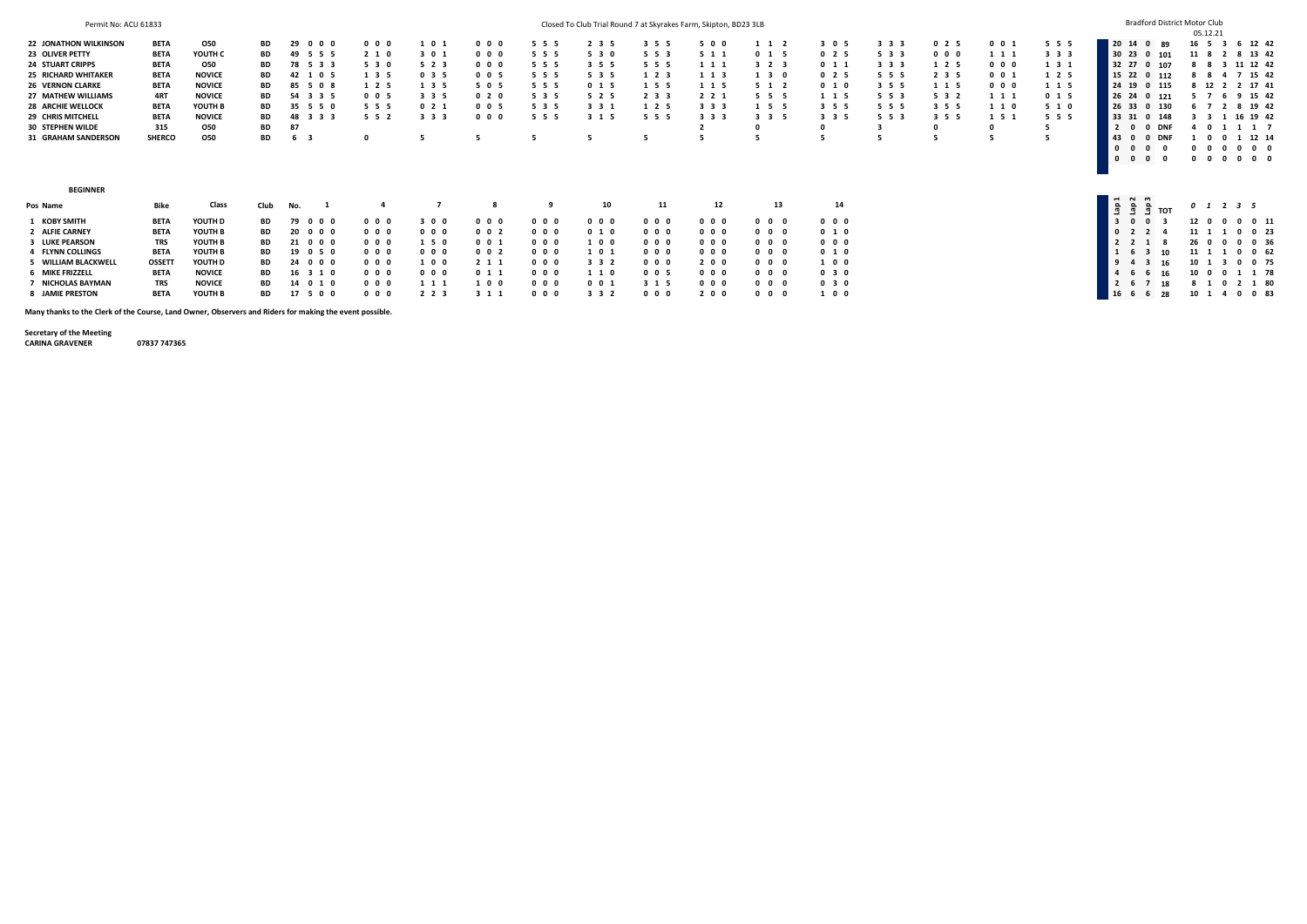| Pos Name | Bike | Class | Club | No. | 1 | 2 | 3 | 4 | 5 | 6 | 7 | 8 | 9 | 10 | 11 | 12 | 13 | 14 | Lap 1 | Lap 2 | Lap 3 | TOT | 0 | 1 | 2 | 3 | 5 | |
|---|---|---|---|---|---|---|---|---|---|---|---|---|---|---|---|---|---|---|---|---|---|---|---|---|---|---|---|---|
| 22 JONATHON WILKINSON | BETA | O50 | BD | 29 | 0 0 0 | 0 0 0 | 1 0 1 | 0 0 0 | 5 5 5 | 2 3 5 | 3 5 5 | 5 0 0 | 1 1 2 | 3 0 5 | 3 3 3 | 0 2 5 | 0 0 1 | 5 5 5 | 20 | 14 | 0 | 89 | 16 | 5 | 3 | 6 | 12 | 42 |
| 23 OLIVER PETTY | BETA | YOUTH C | BD | 49 | 5 5 5 | 2 1 0 | 3 0 1 | 0 0 0 | 5 5 5 | 5 3 0 | 5 5 3 | 5 1 1 | 0 1 5 | 0 2 5 | 5 3 3 | 0 0 0 | 1 1 1 | 3 3 3 | 30 | 23 | 0 | 101 | 11 | 8 | 2 | 8 | 13 | 42 |
| 24 STUART CRIPPS | BETA | O50 | BD | 78 | 5 3 3 | 5 3 0 | 5 2 3 | 0 0 0 | 5 5 5 | 3 5 5 | 5 5 5 | 1 1 1 | 3 2 3 | 0 1 1 | 3 3 3 | 1 2 5 | 0 0 0 | 1 3 1 | 32 | 27 | 0 | 107 | 8 | 8 | 3 | 11 | 12 | 42 |
| 25 RICHARD WHITAKER | BETA | NOVICE | BD | 42 | 1 0 5 | 1 3 5 | 0 3 5 | 0 0 5 | 5 5 5 | 5 3 5 | 1 2 3 | 1 1 3 | 1 3 0 | 0 2 5 | 5 5 5 | 2 3 5 | 0 0 1 | 1 2 5 | 15 | 22 | 0 | 112 | 8 | 8 | 4 | 7 | 15 | 42 |
| 26 VERNON CLARKE | BETA | NOVICE | BD | 85 | 5 0 8 | 1 2 5 | 1 3 5 | 5 0 5 | 5 5 5 | 0 1 5 | 1 5 5 | 1 1 5 | 5 1 2 | 0 1 0 | 3 5 5 | 1 1 5 | 0 0 0 | 1 1 5 | 24 | 19 | 0 | 115 | 8 | 12 | 2 | 2 | 17 | 41 |
| 27 MATHEW WILLIAMS | 4RT | NOVICE | BD | 54 | 3 3 5 | 0 0 5 | 3 3 5 | 0 2 0 | 5 3 5 | 5 2 5 | 2 3 3 | 2 2 1 | 5 5 5 | 1 1 5 | 5 5 3 | 5 3 2 | 1 1 1 | 0 1 5 | 26 | 24 | 0 | 121 | 5 | 7 | 6 | 9 | 15 | 42 |
| 28 ARCHIE WELLOCK | BETA | YOUTH B | BD | 35 | 5 5 0 | 5 5 5 | 0 2 1 | 0 0 5 | 5 3 5 | 3 3 1 | 1 2 5 | 3 3 3 | 1 5 5 | 3 5 5 | 5 5 5 | 3 5 5 | 1 1 0 | 5 1 0 | 26 | 33 | 0 | 130 | 6 | 7 | 2 | 8 | 19 | 42 |
| 29 CHRIS MITCHELL | BETA | NOVICE | BD | 48 | 3 3 3 | 5 5 2 | 3 3 3 | 0 0 0 | 5 5 5 | 3 1 5 | 5 5 5 | 3 3 3 | 3 3 5 | 3 3 5 | 5 5 3 | 3 5 5 | 1 5 1 | 5 5 5 | 33 | 31 | 0 | 148 | 3 | 3 | 1 | 16 | 19 | 42 |
| 30 STEPHEN WILDE | 315 | O50 | BD | 87 | | | | | | | 2 | 0 | 0 | 3 | 0 | 0 | 5 | | 2 | 0 | 0 | DNF | 4 | 0 | 1 | 1 | 1 | 7 |
| 31 GRAHAM SANDERSON | SHERCO | O50 | BD | 6 | 3 | 0 | 5 | 5 | 5 | 5 | 5 | 5 | 5 | 5 | 5 | 5 | 5 | | 43 | 0 | 0 | DNF | 1 | 0 | 0 | 1 | 12 | 14 |
| | | | | | | | | | | | | | | | | | | | 0 | 0 | 0 | 0 | 0 | 0 | 0 | 0 | 0 | 0 |
| | | | | | | | | | | | | | | | | | | | 0 | 0 | 0 | 0 | 0 | 0 | 0 | 0 | 0 | 0 |

**BEGINNER**

| Pos Name | Bike | Class | Club | No. | 1 | 4 | 7 | 8 | 9 | 10 | 11 | 12 | 13 | 14 | Lap 1 | Lap 2 | Lap 3 | TOT | 0 | 1 | 2 | 3 | 5 | |
|---|---|---|---|---|---|---|---|---|---|---|---|---|---|---|---|---|---|---|---|---|---|---|---|---|
| 1 KOBY SMITH | BETA | YOUTH D | BD | 79 | 0 0 0 | 0 0 0 | 3 0 0 | 0 0 0 | 0 0 0 | 0 0 0 | 0 0 0 | 0 0 0 | 0 0 0 | 0 0 0 | 3 | 0 | 0 | 3 | 12 | 0 | 0 | 0 | 0 | 11 |
| 2 ALFIE CARNEY | BETA | YOUTH B | BD | 20 | 0 0 0 | 0 0 0 | 0 0 0 | 0 0 2 | 0 0 0 | 0 1 0 | 0 0 0 | 0 0 0 | 0 0 0 | 0 1 0 | 0 | 2 | 2 | 4 | 11 | 1 | 1 | 0 | 0 | 23 |
| 3 LUKE PEARSON | TRS | YOUTH B | BD | 21 | 0 0 0 | 0 0 0 | 1 5 0 | 0 0 1 | 0 0 0 | 1 0 0 | 0 0 0 | 0 0 0 | 0 0 0 | 0 0 0 | 2 | 2 | 1 | 8 | 26 | 0 | 0 | 0 | 0 | 36 |
| 4 FLYNN COLLINGS | BETA | YOUTH B | BD | 19 | 0 5 0 | 0 0 0 | 0 0 0 | 0 0 2 | 0 0 0 | 1 0 1 | 0 0 0 | 0 0 0 | 0 0 0 | 0 1 0 | 1 | 6 | 3 | 10 | 11 | 1 | 1 | 0 | 0 | 62 |
| 5 WILLIAM BLACKWELL | OSSETT | YOUTH D | BD | 24 | 0 0 0 | 0 0 0 | 1 0 0 | 2 1 1 | 0 0 0 | 3 3 2 | 0 0 0 | 2 0 0 | 0 0 0 | 1 0 0 | 9 | 4 | 3 | 16 | 10 | 1 | 3 | 0 | 0 | 75 |
| 6 MIKE FRIZZELL | BETA | NOVICE | BD | 16 | 3 1 0 | 0 0 0 | 0 0 0 | 0 1 1 | 0 0 0 | 1 1 0 | 0 0 5 | 0 0 0 | 0 0 0 | 0 3 0 | 4 | 6 | 6 | 16 | 10 | 0 | 0 | 1 | 1 | 78 |
| 7 NICHOLAS BAYMAN | TRS | NOVICE | BD | 14 | 0 1 0 | 0 0 0 | 1 1 1 | 1 0 0 | 0 0 0 | 0 0 1 | 3 1 5 | 0 0 0 | 0 0 0 | 0 3 0 | 2 | 6 | 7 | 18 | 8 | 1 | 0 | 2 | 1 | 80 |
| 8 JAMIE PRESTON | BETA | YOUTH B | BD | 17 | 5 0 0 | 0 0 0 | 2 2 3 | 3 1 1 | 0 0 0 | 3 3 2 | 0 0 0 | 2 0 0 | 0 0 0 | 1 0 0 | 16 | 6 | 6 | 28 | 10 | 1 | 4 | 0 | 0 | 83 |

**Many thanks to the Clerk of the Course, Land Owner, Observers and Riders for making the event possible.**

**Secretary of the Meeting**
**CARINA GRAVENER** 07837 747365